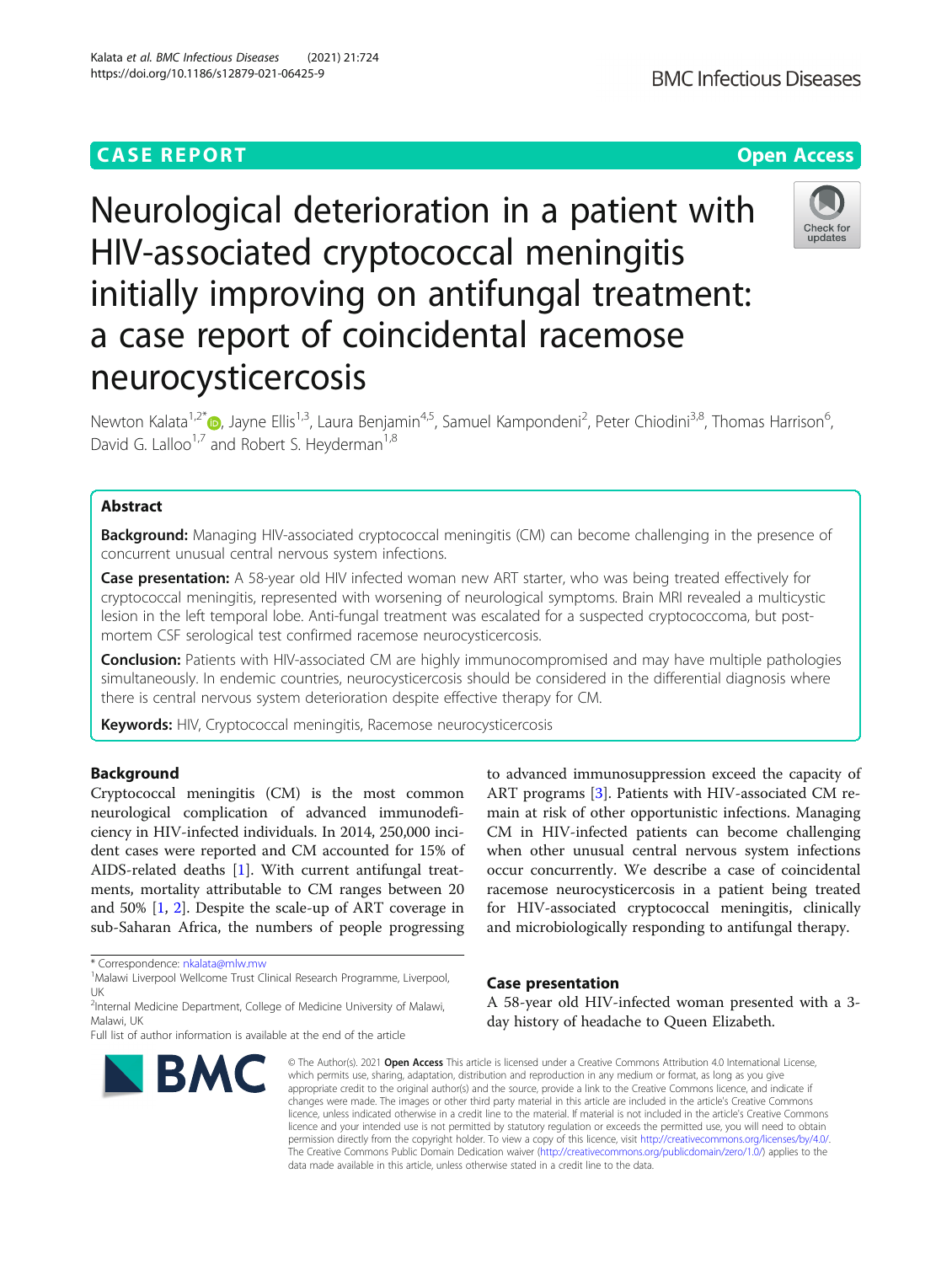CASE REPORT

Open Access

# Neurological deterioration in a patient with HIV-associated cryptococcal meningitis initially improving on antifungal treatment: a case report of coincidental racemose neurocysticercosis

Newton Kalata[1,2*], Jayne Ellis[1,3], Laura Benjamin[4,5], Samuel Kampondeni[2], Peter Chiodini[3,8], Thomas Harrison[6], David G. Lalloo[1,7] and Robert S. Heyderman[1,8]

## Abstract

**Background:** Managing HIV-associated cryptococcal meningitis (CM) can become challenging in the presence of concurrent unusual central nervous system infections.

**Case presentation:** A 58-year old HIV infected woman new ART starter, who was being treated effectively for cryptococcal meningitis, represented with worsening of neurological symptoms. Brain MRI revealed a multicystic lesion in the left temporal lobe. Anti-fungal treatment was escalated for a suspected cryptococcoma, but post-mortem CSF serological test confirmed racemose neurocysticercosis.

**Conclusion:** Patients with HIV-associated CM are highly immunocompromised and may have multiple pathologies simultaneously. In endemic countries, neurocysticercosis should be considered in the differential diagnosis where there is central nervous system deterioration despite effective therapy for CM.

**Keywords:** HIV, Cryptococcal meningitis, Racemose neurocysticercosis

## Background

Cryptococcal meningitis (CM) is the most common neurological complication of advanced immunodeficiency in HIV-infected individuals. In 2014, 250,000 incident cases were reported and CM accounted for 15% of AIDS-related deaths [1]. With current antifungal treatments, mortality attributable to CM ranges between 20 and 50% [1, 2]. Despite the scale-up of ART coverage in sub-Saharan Africa, the numbers of people progressing to advanced immunosuppression exceed the capacity of ART programs [3]. Patients with HIV-associated CM remain at risk of other opportunistic infections. Managing CM in HIV-infected patients can become challenging when other unusual central nervous system infections occur concurrently. We describe a case of coincidental racemose neurocysticercosis in a patient being treated for HIV-associated cryptococcal meningitis, clinically and microbiologically responding to antifungal therapy.

## Case presentation

A 58-year old HIV-infected woman presented with a 3-day history of headache to Queen Elizabeth.

\* Correspondence: nkalata@mlw.mw

[1]Malawi Liverpool Wellcome Trust Clinical Research Programme, Liverpool, UK

[2]Internal Medicine Department, College of Medicine University of Malawi, Malawi, UK

Full list of author information is available at the end of the article

© The Author(s). 2021 **Open Access** This article is licensed under a Creative Commons Attribution 4.0 International License, which permits use, sharing, adaptation, distribution and reproduction in any medium or format, as long as you give appropriate credit to the original author(s) and the source, provide a link to the Creative Commons licence, and indicate if changes were made. The images or other third party material in this article are included in the article's Creative Commons licence, unless indicated otherwise in a credit line to the material. If material is not included in the article's Creative Commons licence and your intended use is not permitted by statutory regulation or exceeds the permitted use, you will need to obtain permission directly from the copyright holder. To view a copy of this licence, visit http://creativecommons.org/licenses/by/4.0/. The Creative Commons Public Domain Dedication waiver (http://creativecommons.org/publicdomain/zero/1.0/) applies to the data made available in this article, unless otherwise stated in a credit line to the data.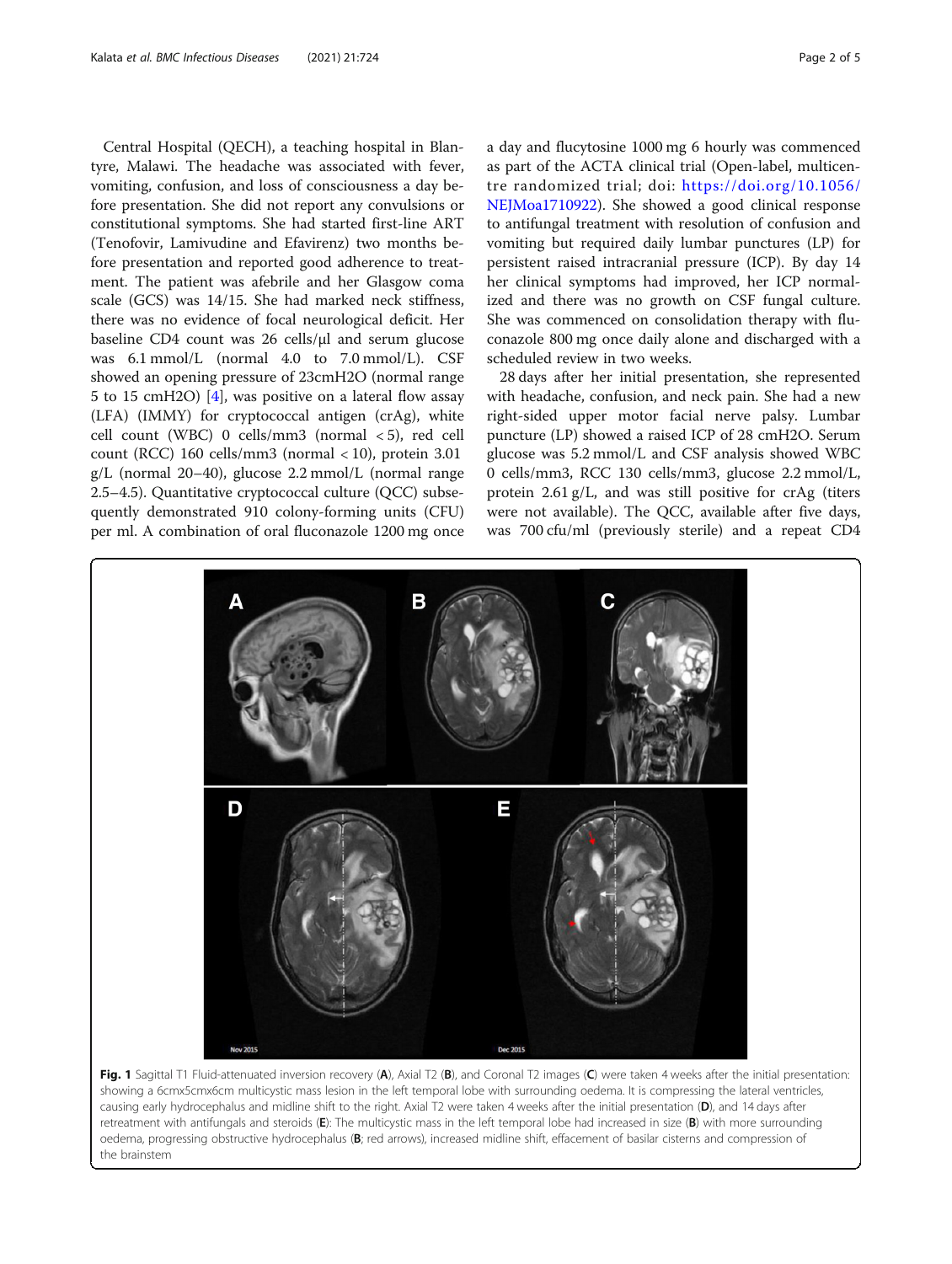Central Hospital (QECH), a teaching hospital in Blantyre, Malawi. The headache was associated with fever, vomiting, confusion, and loss of consciousness a day before presentation. She did not report any convulsions or constitutional symptoms. She had started first-line ART (Tenofovir, Lamivudine and Efavirenz) two months before presentation and reported good adherence to treatment. The patient was afebrile and her Glasgow coma scale (GCS) was 14/15. She had marked neck stiffness, there was no evidence of focal neurological deficit. Her baseline CD4 count was 26 cells/μl and serum glucose was 6.1 mmol/L (normal 4.0 to 7.0 mmol/L). CSF showed an opening pressure of 23cmH2O (normal range 5 to 15 cmH2O) [4], was positive on a lateral flow assay (LFA) (IMMY) for cryptococcal antigen (crAg), white cell count (WBC) 0 cells/mm3 (normal < 5), red cell count (RCC) 160 cells/mm3 (normal < 10), protein 3.01 g/L (normal 20–40), glucose 2.2 mmol/L (normal range 2.5–4.5). Quantitative cryptococcal culture (QCC) subsequently demonstrated 910 colony-forming units (CFU) per ml. A combination of oral fluconazole 1200 mg once a day and flucytosine 1000 mg 6 hourly was commenced as part of the ACTA clinical trial (Open-label, multicentre randomized trial; doi: https://doi.org/10.1056/NEJMoa1710922). She showed a good clinical response to antifungal treatment with resolution of confusion and vomiting but required daily lumbar punctures (LP) for persistent raised intracranial pressure (ICP). By day 14 her clinical symptoms had improved, her ICP normalized and there was no growth on CSF fungal culture. She was commenced on consolidation therapy with fluconazole 800 mg once daily alone and discharged with a scheduled review in two weeks.

28 days after her initial presentation, she represented with headache, confusion, and neck pain. She had a new right-sided upper motor facial nerve palsy. Lumbar puncture (LP) showed a raised ICP of 28 cmH2O. Serum glucose was 5.2 mmol/L and CSF analysis showed WBC 0 cells/mm3, RCC 130 cells/mm3, glucose 2.2 mmol/L, protein 2.61 g/L, and was still positive for crAg (titers were not available). The QCC, available after five days, was 700 cfu/ml (previously sterile) and a repeat CD4

**Fig. 1** Sagittal T1 Fluid-attenuated inversion recovery (**A**), Axial T2 (**B**), and Coronal T2 images (**C**) were taken 4 weeks after the initial presentation: showing a 6cmx5cmx6cm multicystic mass lesion in the left temporal lobe with surrounding oedema. It is compressing the lateral ventricles, causing early hydrocephalus and midline shift to the right. Axial T2 were taken 4 weeks after the initial presentation (**D**), and 14 days after retreatment with antifungals and steroids (**E**): The multicystic mass in the left temporal lobe had increased in size (**B**) with more surrounding oedema, progressing obstructive hydrocephalus (**B**; red arrows), increased midline shift, effacement of basilar cisterns and compression of the brainstem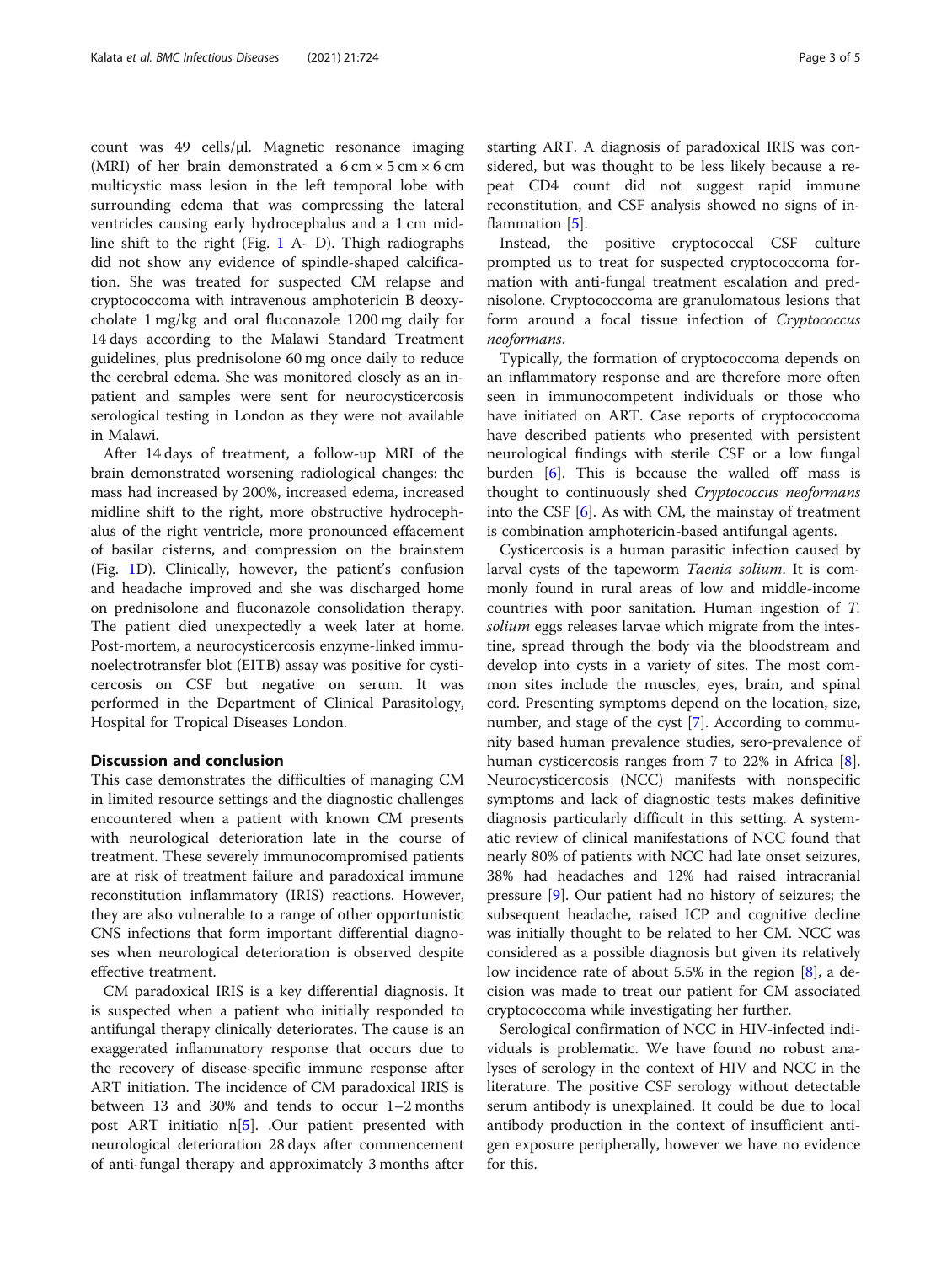count was 49 cells/μl. Magnetic resonance imaging (MRI) of her brain demonstrated a 6 cm × 5 cm × 6 cm multicystic mass lesion in the left temporal lobe with surrounding edema that was compressing the lateral ventricles causing early hydrocephalus and a 1 cm midline shift to the right (Fig. 1 A- D). Thigh radiographs did not show any evidence of spindle-shaped calcification. She was treated for suspected CM relapse and cryptococcoma with intravenous amphotericin B deoxycholate 1 mg/kg and oral fluconazole 1200 mg daily for 14 days according to the Malawi Standard Treatment guidelines, plus prednisolone 60 mg once daily to reduce the cerebral edema. She was monitored closely as an inpatient and samples were sent for neurocysticercosis serological testing in London as they were not available in Malawi.

After 14 days of treatment, a follow-up MRI of the brain demonstrated worsening radiological changes: the mass had increased by 200%, increased edema, increased midline shift to the right, more obstructive hydrocephalus of the right ventricle, more pronounced effacement of basilar cisterns, and compression on the brainstem (Fig. 1D). Clinically, however, the patient's confusion and headache improved and she was discharged home on prednisolone and fluconazole consolidation therapy. The patient died unexpectedly a week later at home. Post-mortem, a neurocysticercosis enzyme-linked immunoelectrotransfer blot (EITB) assay was positive for cysticercosis on CSF but negative on serum. It was performed in the Department of Clinical Parasitology, Hospital for Tropical Diseases London.

## Discussion and conclusion

This case demonstrates the difficulties of managing CM in limited resource settings and the diagnostic challenges encountered when a patient with known CM presents with neurological deterioration late in the course of treatment. These severely immunocompromised patients are at risk of treatment failure and paradoxical immune reconstitution inflammatory (IRIS) reactions. However, they are also vulnerable to a range of other opportunistic CNS infections that form important differential diagnoses when neurological deterioration is observed despite effective treatment.

CM paradoxical IRIS is a key differential diagnosis. It is suspected when a patient who initially responded to antifungal therapy clinically deteriorates. The cause is an exaggerated inflammatory response that occurs due to the recovery of disease-specific immune response after ART initiation. The incidence of CM paradoxical IRIS is between 13 and 30% and tends to occur 1–2 months post ART initiatio n[5]. .Our patient presented with neurological deterioration 28 days after commencement of anti-fungal therapy and approximately 3 months after starting ART. A diagnosis of paradoxical IRIS was considered, but was thought to be less likely because a repeat CD4 count did not suggest rapid immune reconstitution, and CSF analysis showed no signs of inflammation [5].

Instead, the positive cryptococcal CSF culture prompted us to treat for suspected cryptococcoma formation with anti-fungal treatment escalation and prednisolone. Cryptococcoma are granulomatous lesions that form around a focal tissue infection of *Cryptococcus neoformans*.

Typically, the formation of cryptococcoma depends on an inflammatory response and are therefore more often seen in immunocompetent individuals or those who have initiated on ART. Case reports of cryptococcoma have described patients who presented with persistent neurological findings with sterile CSF or a low fungal burden [6]. This is because the walled off mass is thought to continuously shed *Cryptococcus neoformans* into the CSF [6]. As with CM, the mainstay of treatment is combination amphotericin-based antifungal agents.

Cysticercosis is a human parasitic infection caused by larval cysts of the tapeworm *Taenia solium*. It is commonly found in rural areas of low and middle-income countries with poor sanitation. Human ingestion of *T. solium* eggs releases larvae which migrate from the intestine, spread through the body via the bloodstream and develop into cysts in a variety of sites. The most common sites include the muscles, eyes, brain, and spinal cord. Presenting symptoms depend on the location, size, number, and stage of the cyst [7]. According to community based human prevalence studies, sero-prevalence of human cysticercosis ranges from 7 to 22% in Africa [8]. Neurocysticercosis (NCC) manifests with nonspecific symptoms and lack of diagnostic tests makes definitive diagnosis particularly difficult in this setting. A systematic review of clinical manifestations of NCC found that nearly 80% of patients with NCC had late onset seizures, 38% had headaches and 12% had raised intracranial pressure [9]. Our patient had no history of seizures; the subsequent headache, raised ICP and cognitive decline was initially thought to be related to her CM. NCC was considered as a possible diagnosis but given its relatively low incidence rate of about 5.5% in the region [8], a decision was made to treat our patient for CM associated cryptococcoma while investigating her further.

Serological confirmation of NCC in HIV-infected individuals is problematic. We have found no robust analyses of serology in the context of HIV and NCC in the literature. The positive CSF serology without detectable serum antibody is unexplained. It could be due to local antibody production in the context of insufficient antigen exposure peripherally, however we have no evidence for this.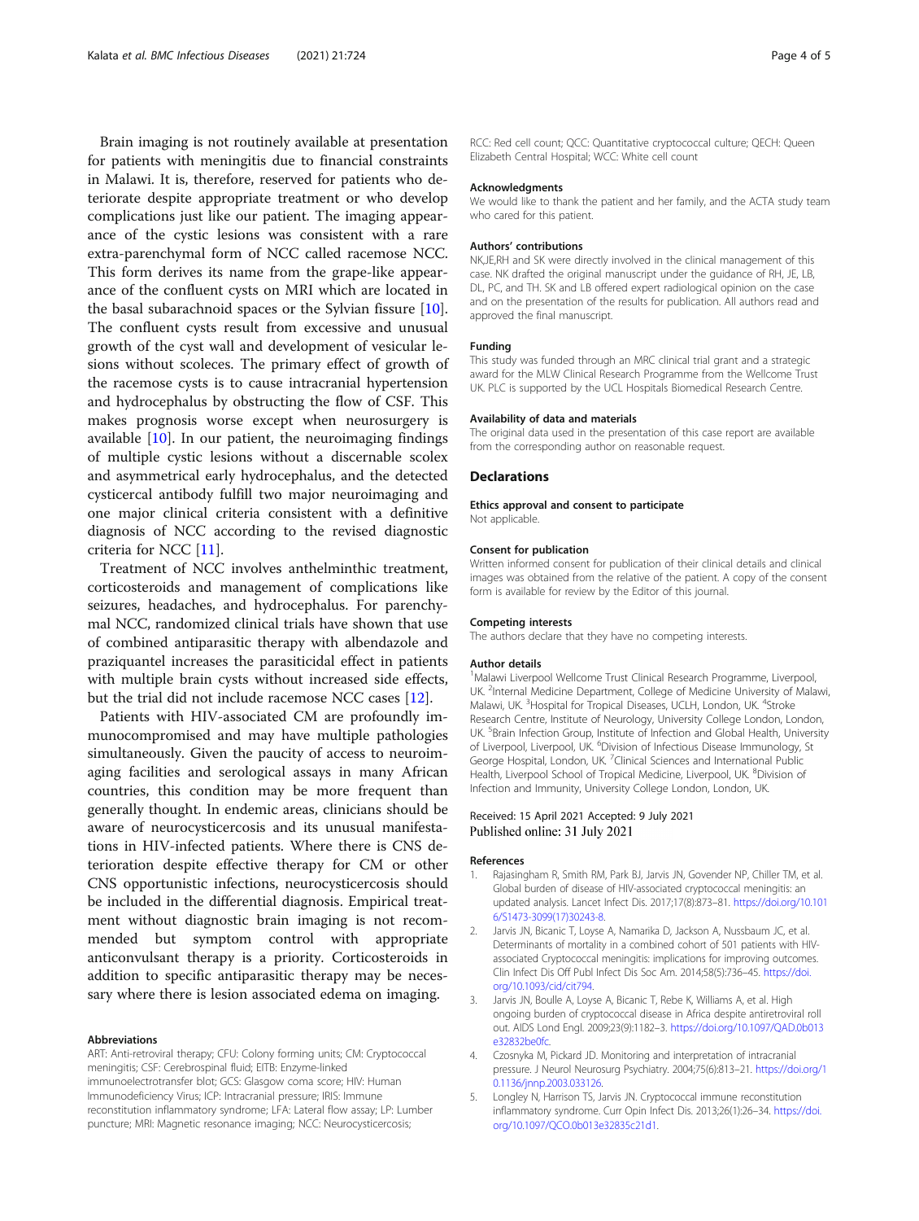Brain imaging is not routinely available at presentation for patients with meningitis due to financial constraints in Malawi. It is, therefore, reserved for patients who deteriorate despite appropriate treatment or who develop complications just like our patient. The imaging appearance of the cystic lesions was consistent with a rare extra-parenchymal form of NCC called racemose NCC. This form derives its name from the grape-like appearance of the confluent cysts on MRI which are located in the basal subarachnoid spaces or the Sylvian fissure [10]. The confluent cysts result from excessive and unusual growth of the cyst wall and development of vesicular lesions without scoleces. The primary effect of growth of the racemose cysts is to cause intracranial hypertension and hydrocephalus by obstructing the flow of CSF. This makes prognosis worse except when neurosurgery is available [10]. In our patient, the neuroimaging findings of multiple cystic lesions without a discernable scolex and asymmetrical early hydrocephalus, and the detected cysticercal antibody fulfill two major neuroimaging and one major clinical criteria consistent with a definitive diagnosis of NCC according to the revised diagnostic criteria for NCC [11].

Treatment of NCC involves anthelminthic treatment, corticosteroids and management of complications like seizures, headaches, and hydrocephalus. For parenchymal NCC, randomized clinical trials have shown that use of combined antiparasitic therapy with albendazole and praziquantel increases the parasiticidal effect in patients with multiple brain cysts without increased side effects, but the trial did not include racemose NCC cases [12].

Patients with HIV-associated CM are profoundly immunocompromised and may have multiple pathologies simultaneously. Given the paucity of access to neuroimaging facilities and serological assays in many African countries, this condition may be more frequent than generally thought. In endemic areas, clinicians should be aware of neurocysticercosis and its unusual manifestations in HIV-infected patients. Where there is CNS deterioration despite effective therapy for CM or other CNS opportunistic infections, neurocysticercosis should be included in the differential diagnosis. Empirical treatment without diagnostic brain imaging is not recommended but symptom control with appropriate anticonvulsant therapy is a priority. Corticosteroids in addition to specific antiparasitic therapy may be necessary where there is lesion associated edema on imaging.

#### Abbreviations

ART: Anti-retroviral therapy; CFU: Colony forming units; CM: Cryptococcal meningitis; CSF: Cerebrospinal fluid; EITB: Enzyme-linked immunoelectrotransfer blot; GCS: Glasgow coma score; HIV: Human Immunodeficiency Virus; ICP: Intracranial pressure; IRIS: Immune reconstitution inflammatory syndrome; LFA: Lateral flow assay; LP: Lumber puncture; MRI: Magnetic resonance imaging; NCC: Neurocysticercosis; RCC: Red cell count; QCC: Quantitative cryptococcal culture; QECH: Queen Elizabeth Central Hospital; WCC: White cell count

#### Acknowledgments

We would like to thank the patient and her family, and the ACTA study team who cared for this patient.

#### Authors' contributions

NK,JE,RH and SK were directly involved in the clinical management of this case. NK drafted the original manuscript under the guidance of RH, JE, LB, DL, PC, and TH. SK and LB offered expert radiological opinion on the case and on the presentation of the results for publication. All authors read and approved the final manuscript.

#### Funding

This study was funded through an MRC clinical trial grant and a strategic award for the MLW Clinical Research Programme from the Wellcome Trust UK. PLC is supported by the UCL Hospitals Biomedical Research Centre.

#### Availability of data and materials

The original data used in the presentation of this case report are available from the corresponding author on reasonable request.

## Declarations

#### Ethics approval and consent to participate

Not applicable.

#### Consent for publication

Written informed consent for publication of their clinical details and clinical images was obtained from the relative of the patient. A copy of the consent form is available for review by the Editor of this journal.

#### Competing interests

The authors declare that they have no competing interests.

#### Author details

[1]Malawi Liverpool Wellcome Trust Clinical Research Programme, Liverpool, UK. [2]Internal Medicine Department, College of Medicine University of Malawi, Malawi, UK. [3]Hospital for Tropical Diseases, UCLH, London, UK. [4]Stroke Research Centre, Institute of Neurology, University College London, London, UK. [5]Brain Infection Group, Institute of Infection and Global Health, University of Liverpool, Liverpool, UK. [6]Division of Infectious Disease Immunology, St George Hospital, London, UK. [7]Clinical Sciences and International Public Health, Liverpool School of Tropical Medicine, Liverpool, UK. [8]Division of Infection and Immunity, University College London, London, UK.

Received: 15 April 2021 Accepted: 9 July 2021
Published online: 31 July 2021

#### References

1. Rajasingham R, Smith RM, Park BJ, Jarvis JN, Govender NP, Chiller TM, et al. Global burden of disease of HIV-associated cryptococcal meningitis: an updated analysis. Lancet Infect Dis. 2017;17(8):873–81. https://doi.org/10.1016/S1473-3099(17)30243-8.
2. Jarvis JN, Bicanic T, Loyse A, Namarika D, Jackson A, Nussbaum JC, et al. Determinants of mortality in a combined cohort of 501 patients with HIV-associated Cryptococcal meningitis: implications for improving outcomes. Clin Infect Dis Off Publ Infect Dis Soc Am. 2014;58(5):736–45. https://doi.org/10.1093/cid/cit794.
3. Jarvis JN, Boulle A, Loyse A, Bicanic T, Rebe K, Williams A, et al. High ongoing burden of cryptococcal disease in Africa despite antiretroviral roll out. AIDS Lond Engl. 2009;23(9):1182–3. https://doi.org/10.1097/QAD.0b013e32832be0fc.
4. Czosnyka M, Pickard JD. Monitoring and interpretation of intracranial pressure. J Neurol Neurosurg Psychiatry. 2004;75(6):813–21. https://doi.org/10.1136/jnnp.2003.033126.
5. Longley N, Harrison TS, Jarvis JN. Cryptococcal immune reconstitution inflammatory syndrome. Curr Opin Infect Dis. 2013;26(1):26–34. https://doi.org/10.1097/QCO.0b013e32835c21d1.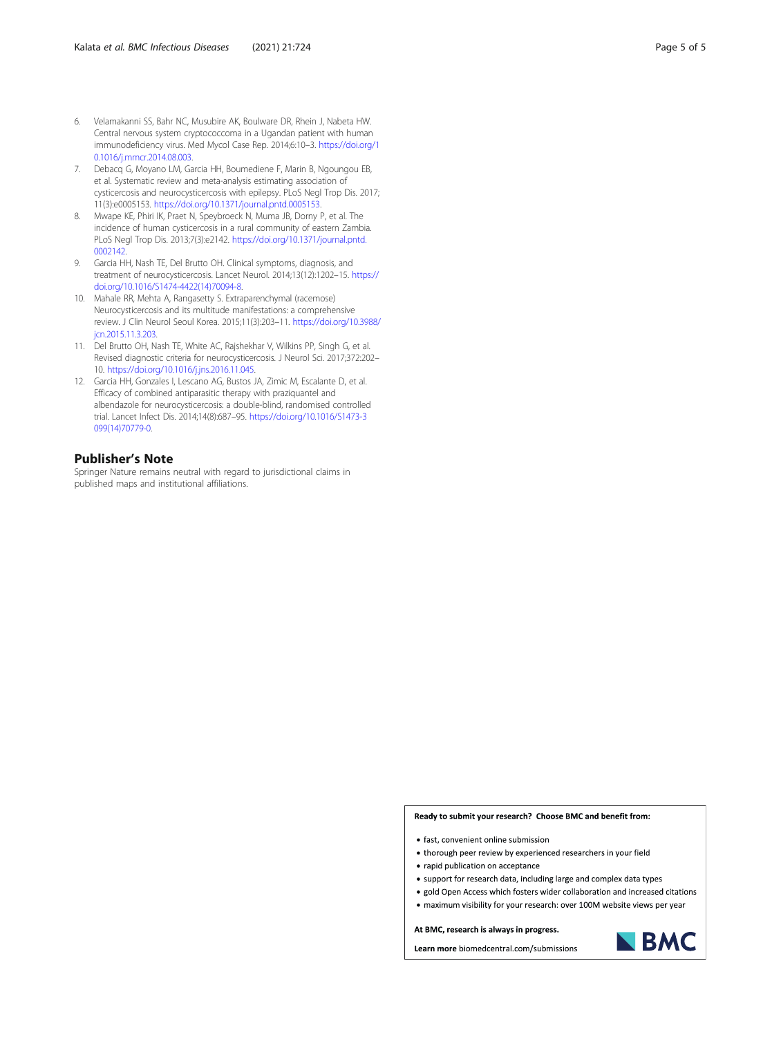6. Velamakanni SS, Bahr NC, Musubire AK, Boulware DR, Rhein J, Nabeta HW. Central nervous system cryptococcoma in a Ugandan patient with human immunodeficiency virus. Med Mycol Case Rep. 2014;6:10–3. https://doi.org/10.1016/j.mmcr.2014.08.003.
7. Debacq G, Moyano LM, Garcia HH, Boumediene F, Marin B, Ngoungou EB, et al. Systematic review and meta-analysis estimating association of cysticercosis and neurocysticercosis with epilepsy. PLoS Negl Trop Dis. 2017;11(3):e0005153. https://doi.org/10.1371/journal.pntd.0005153.
8. Mwape KE, Phiri IK, Praet N, Speybroeck N, Muma JB, Dorny P, et al. The incidence of human cysticercosis in a rural community of eastern Zambia. PLoS Negl Trop Dis. 2013;7(3):e2142. https://doi.org/10.1371/journal.pntd.0002142.
9. Garcia HH, Nash TE, Del Brutto OH. Clinical symptoms, diagnosis, and treatment of neurocysticercosis. Lancet Neurol. 2014;13(12):1202–15. https://doi.org/10.1016/S1474-4422(14)70094-8.
10. Mahale RR, Mehta A, Rangasetty S. Extraparenchymal (racemose) Neurocysticercosis and its multitude manifestations: a comprehensive review. J Clin Neurol Seoul Korea. 2015;11(3):203–11. https://doi.org/10.3988/jcn.2015.11.3.203.
11. Del Brutto OH, Nash TE, White AC, Rajshekhar V, Wilkins PP, Singh G, et al. Revised diagnostic criteria for neurocysticercosis. J Neurol Sci. 2017;372:202–10. https://doi.org/10.1016/j.jns.2016.11.045.
12. Garcia HH, Gonzales I, Lescano AG, Bustos JA, Zimic M, Escalante D, et al. Efficacy of combined antiparasitic therapy with praziquantel and albendazole for neurocysticercosis: a double-blind, randomised controlled trial. Lancet Infect Dis. 2014;14(8):687–95. https://doi.org/10.1016/S1473-3099(14)70779-0.

## Publisher's Note

Springer Nature remains neutral with regard to jurisdictional claims in published maps and institutional affiliations.

**Ready to submit your research? Choose BMC and benefit from:**

- fast, convenient online submission
- thorough peer review by experienced researchers in your field
- rapid publication on acceptance
- support for research data, including large and complex data types
- gold Open Access which fosters wider collaboration and increased citations
- maximum visibility for your research: over 100M website views per year

**At BMC, research is always in progress.**

**Learn more** biomedcentral.com/submissions

BMC